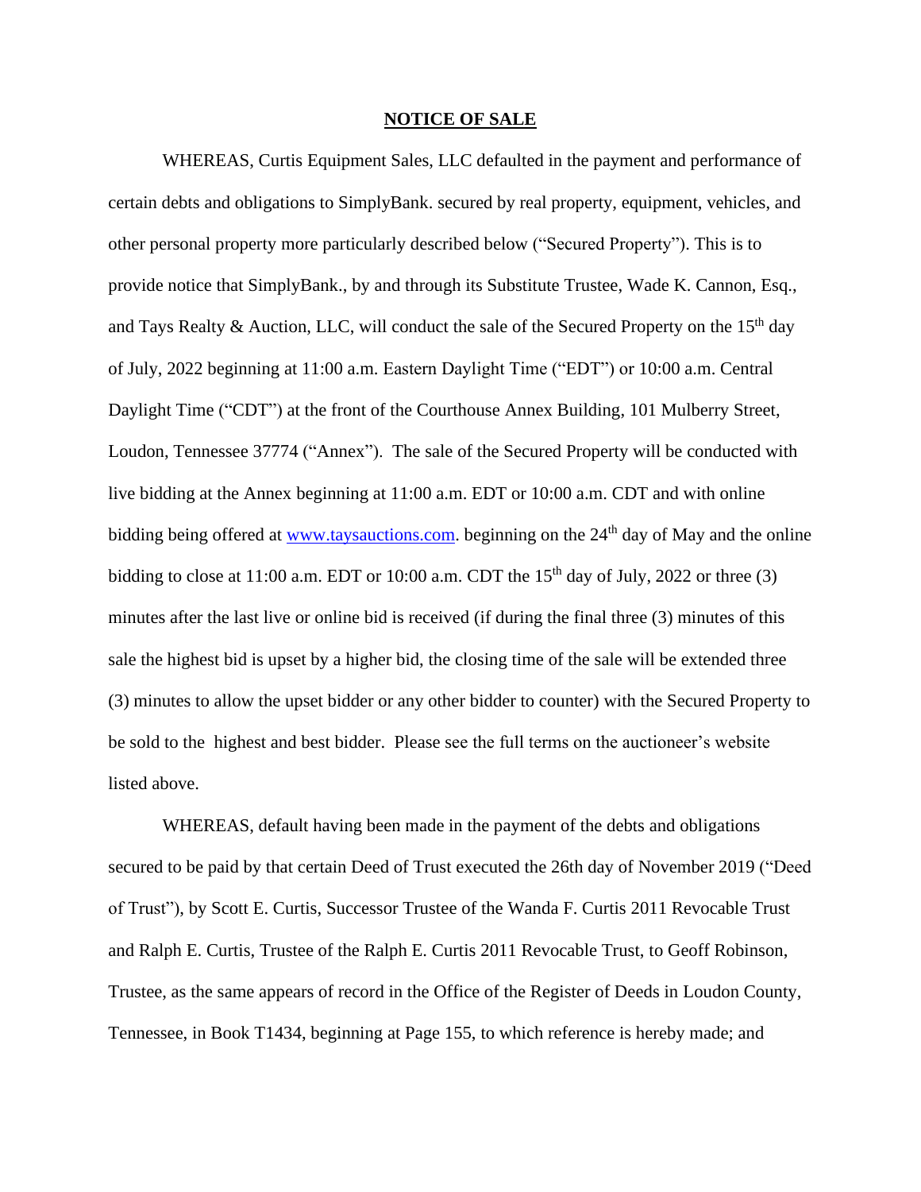# NOTICE OF SALE

WHEREAS, Curtis Equipment Sales, LLC defaulted in the payment and performance of certain debts and obligations to SimplyBank. secured by real property, equipment, vehicles, and other personal property more particularly described below ("Secured Property"). This is to provide notice that SimplyBank., by and through its Substitute Trustee, Wade K. Cannon, Esq., and Tays Realty & Auction, LLC, will conduct the sale of the Secured Property on the 15th day of July, 2022 beginning at 11:00 a.m. Eastern Daylight Time ("EDT") or 10:00 a.m. Central Daylight Time ("CDT") at the front of the Courthouse Annex Building, 101 Mulberry Street, Loudon, Tennessee 37774 ("Annex"). The sale of the Secured Property will be conducted with live bidding at the Annex beginning at 11:00 a.m. EDT or 10:00 a.m. CDT and with online bidding being offered at www.taysauctions.com. beginning on the 24th day of May and the online bidding to close at 11:00 a.m. EDT or 10:00 a.m. CDT the 15th day of July, 2022 or three (3) minutes after the last live or online bid is received (if during the final three (3) minutes of this sale the highest bid is upset by a higher bid, the closing time of the sale will be extended three (3) minutes to allow the upset bidder or any other bidder to counter) with the Secured Property to be sold to the highest and best bidder. Please see the full terms on the auctioneer's website listed above.

WHEREAS, default having been made in the payment of the debts and obligations secured to be paid by that certain Deed of Trust executed the 26th day of November 2019 ("Deed of Trust"), by Scott E. Curtis, Successor Trustee of the Wanda F. Curtis 2011 Revocable Trust and Ralph E. Curtis, Trustee of the Ralph E. Curtis 2011 Revocable Trust, to Geoff Robinson, Trustee, as the same appears of record in the Office of the Register of Deeds in Loudon County, Tennessee, in Book T1434, beginning at Page 155, to which reference is hereby made; and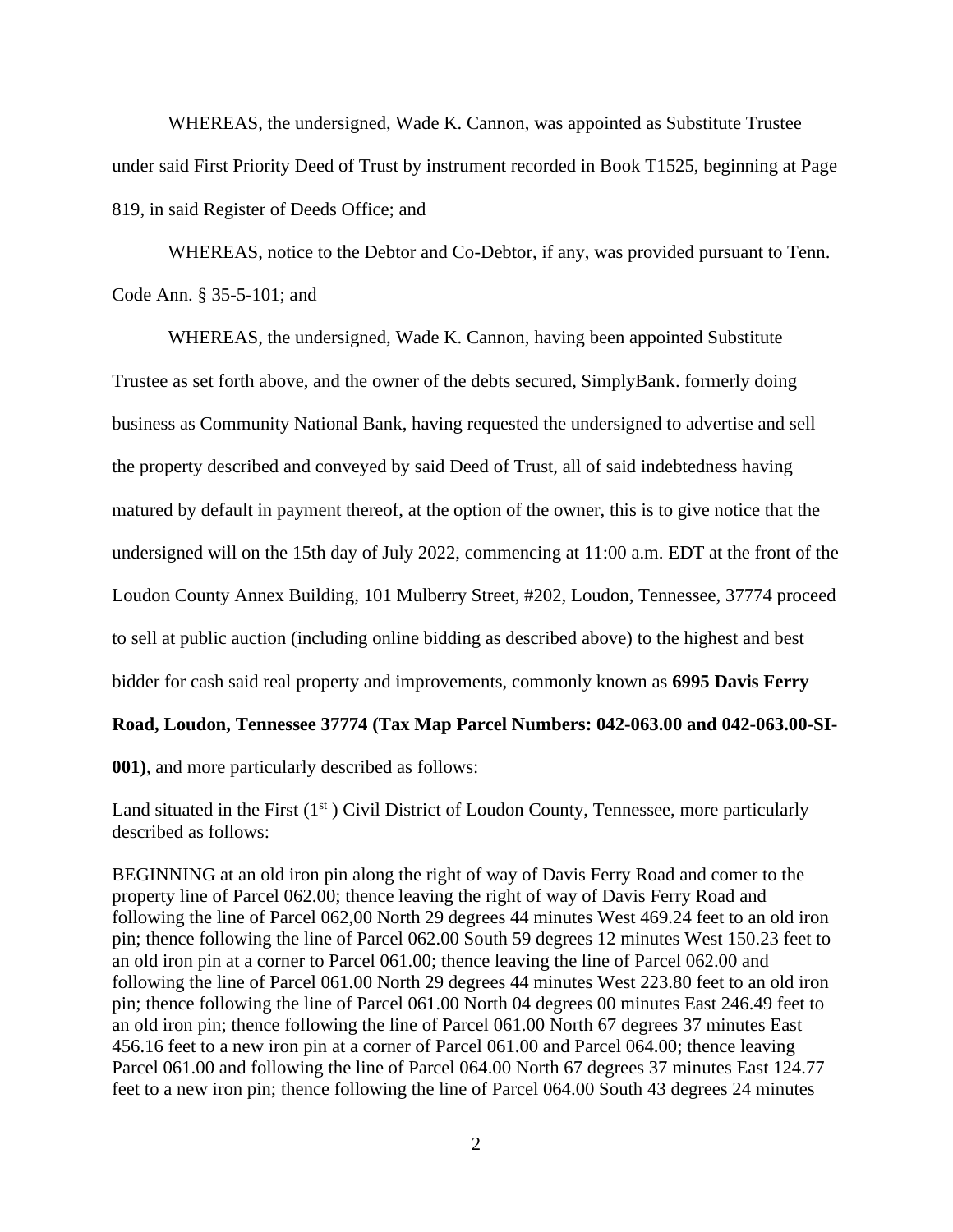WHEREAS, the undersigned, Wade K. Cannon, was appointed as Substitute Trustee under said First Priority Deed of Trust by instrument recorded in Book T1525, beginning at Page 819, in said Register of Deeds Office; and

WHEREAS, notice to the Debtor and Co-Debtor, if any, was provided pursuant to Tenn. Code Ann. § 35-5-101; and

WHEREAS, the undersigned, Wade K. Cannon, having been appointed Substitute Trustee as set forth above, and the owner of the debts secured, SimplyBank. formerly doing business as Community National Bank, having requested the undersigned to advertise and sell the property described and conveyed by said Deed of Trust, all of said indebtedness having matured by default in payment thereof, at the option of the owner, this is to give notice that the undersigned will on the 15th day of July 2022, commencing at 11:00 a.m. EDT at the front of the Loudon County Annex Building, 101 Mulberry Street, #202, Loudon, Tennessee, 37774 proceed to sell at public auction (including online bidding as described above) to the highest and best bidder for cash said real property and improvements, commonly known as **6995 Davis Ferry Road, Loudon, Tennessee 37774 (Tax Map Parcel Numbers: 042-063.00 and 042-063.00-SI-001)**, and more particularly described as follows:

Land situated in the First (1st) Civil District of Loudon County, Tennessee, more particularly described as follows:

BEGINNING at an old iron pin along the right of way of Davis Ferry Road and comer to the property line of Parcel 062.00; thence leaving the right of way of Davis Ferry Road and following the line of Parcel 062,00 North 29 degrees 44 minutes West 469.24 feet to an old iron pin; thence following the line of Parcel 062.00 South 59 degrees 12 minutes West 150.23 feet to an old iron pin at a corner to Parcel 061.00; thence leaving the line of Parcel 062.00 and following the line of Parcel 061.00 North 29 degrees 44 minutes West 223.80 feet to an old iron pin; thence following the line of Parcel 061.00 North 04 degrees 00 minutes East 246.49 feet to an old iron pin; thence following the line of Parcel 061.00 North 67 degrees 37 minutes East 456.16 feet to a new iron pin at a corner of Parcel 061.00 and Parcel 064.00; thence leaving Parcel 061.00 and following the line of Parcel 064.00 North 67 degrees 37 minutes East 124.77 feet to a new iron pin; thence following the line of Parcel 064.00 South 43 degrees 24 minutes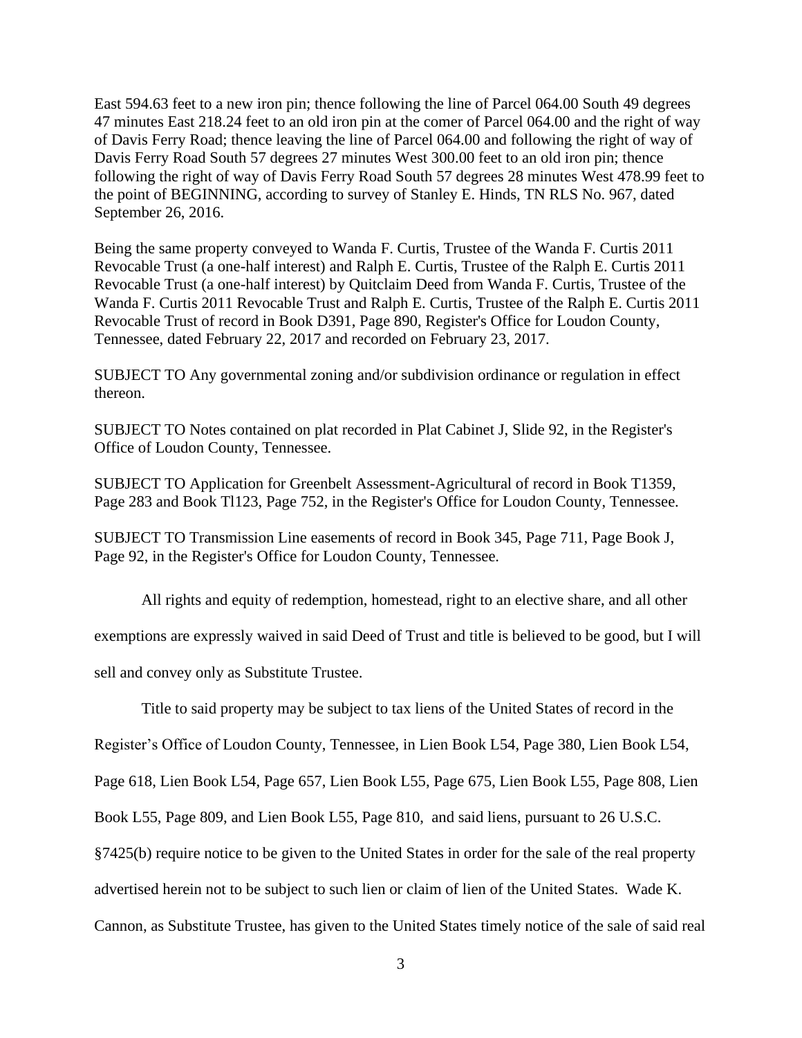East 594.63 feet to a new iron pin; thence following the line of Parcel 064.00 South 49 degrees 47 minutes East 218.24 feet to an old iron pin at the comer of Parcel 064.00 and the right of way of Davis Ferry Road; thence leaving the line of Parcel 064.00 and following the right of way of Davis Ferry Road South 57 degrees 27 minutes West 300.00 feet to an old iron pin; thence following the right of way of Davis Ferry Road South 57 degrees 28 minutes West 478.99 feet to the point of BEGINNING, according to survey of Stanley E. Hinds, TN RLS No. 967, dated September 26, 2016.

Being the same property conveyed to Wanda F. Curtis, Trustee of the Wanda F. Curtis 2011 Revocable Trust (a one-half interest) and Ralph E. Curtis, Trustee of the Ralph E. Curtis 2011 Revocable Trust (a one-half interest) by Quitclaim Deed from Wanda F. Curtis, Trustee of the Wanda F. Curtis 2011 Revocable Trust and Ralph E. Curtis, Trustee of the Ralph E. Curtis 2011 Revocable Trust of record in Book D391, Page 890, Register's Office for Loudon County, Tennessee, dated February 22, 2017 and recorded on February 23, 2017.

SUBJECT TO Any governmental zoning and/or subdivision ordinance or regulation in effect thereon.

SUBJECT TO Notes contained on plat recorded in Plat Cabinet J, Slide 92, in the Register's Office of Loudon County, Tennessee.

SUBJECT TO Application for Greenbelt Assessment-Agricultural of record in Book T1359, Page 283 and Book Tl123, Page 752, in the Register's Office for Loudon County, Tennessee.

SUBJECT TO Transmission Line easements of record in Book 345, Page 711, Page Book J, Page 92, in the Register's Office for Loudon County, Tennessee.

All rights and equity of redemption, homestead, right to an elective share, and all other exemptions are expressly waived in said Deed of Trust and title is believed to be good, but I will sell and convey only as Substitute Trustee.

Title to said property may be subject to tax liens of the United States of record in the Register's Office of Loudon County, Tennessee, in Lien Book L54, Page 380, Lien Book L54, Page 618, Lien Book L54, Page 657, Lien Book L55, Page 675, Lien Book L55, Page 808, Lien Book L55, Page 809, and Lien Book L55, Page 810, and said liens, pursuant to 26 U.S.C. §7425(b) require notice to be given to the United States in order for the sale of the real property advertised herein not to be subject to such lien or claim of lien of the United States. Wade K. Cannon, as Substitute Trustee, has given to the United States timely notice of the sale of said real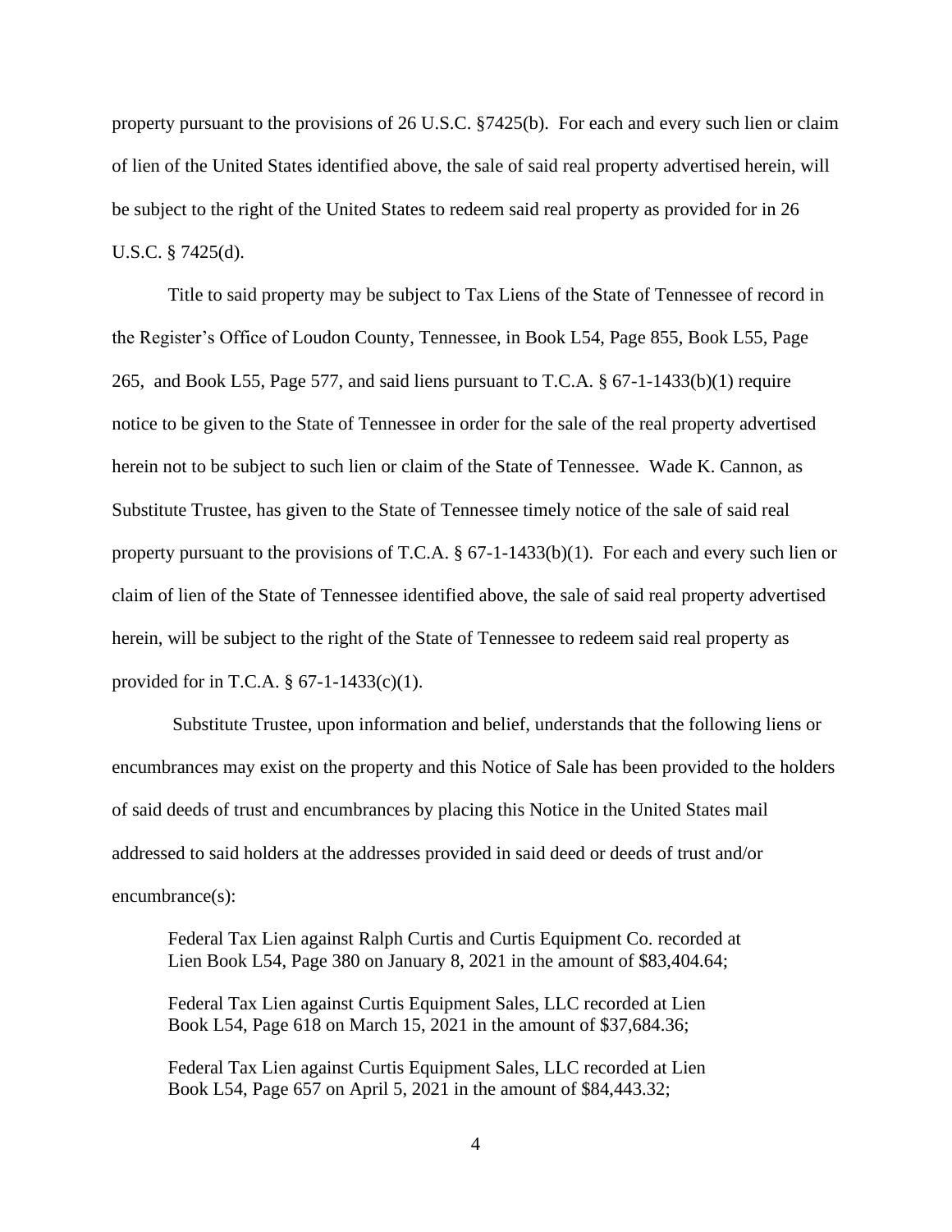property pursuant to the provisions of 26 U.S.C. §7425(b). For each and every such lien or claim of lien of the United States identified above, the sale of said real property advertised herein, will be subject to the right of the United States to redeem said real property as provided for in 26 U.S.C. § 7425(d).

Title to said property may be subject to Tax Liens of the State of Tennessee of record in the Register's Office of Loudon County, Tennessee, in Book L54, Page 855, Book L55, Page 265, and Book L55, Page 577, and said liens pursuant to T.C.A. § 67-1-1433(b)(1) require notice to be given to the State of Tennessee in order for the sale of the real property advertised herein not to be subject to such lien or claim of the State of Tennessee. Wade K. Cannon, as Substitute Trustee, has given to the State of Tennessee timely notice of the sale of said real property pursuant to the provisions of T.C.A. § 67-1-1433(b)(1). For each and every such lien or claim of lien of the State of Tennessee identified above, the sale of said real property advertised herein, will be subject to the right of the State of Tennessee to redeem said real property as provided for in T.C.A. § 67-1-1433(c)(1).

Substitute Trustee, upon information and belief, understands that the following liens or encumbrances may exist on the property and this Notice of Sale has been provided to the holders of said deeds of trust and encumbrances by placing this Notice in the United States mail addressed to said holders at the addresses provided in said deed or deeds of trust and/or encumbrance(s):

Federal Tax Lien against Ralph Curtis and Curtis Equipment Co. recorded at Lien Book L54, Page 380 on January 8, 2021 in the amount of $83,404.64;

Federal Tax Lien against Curtis Equipment Sales, LLC recorded at Lien Book L54, Page 618 on March 15, 2021 in the amount of $37,684.36;

Federal Tax Lien against Curtis Equipment Sales, LLC recorded at Lien Book L54, Page 657 on April 5, 2021 in the amount of $84,443.32;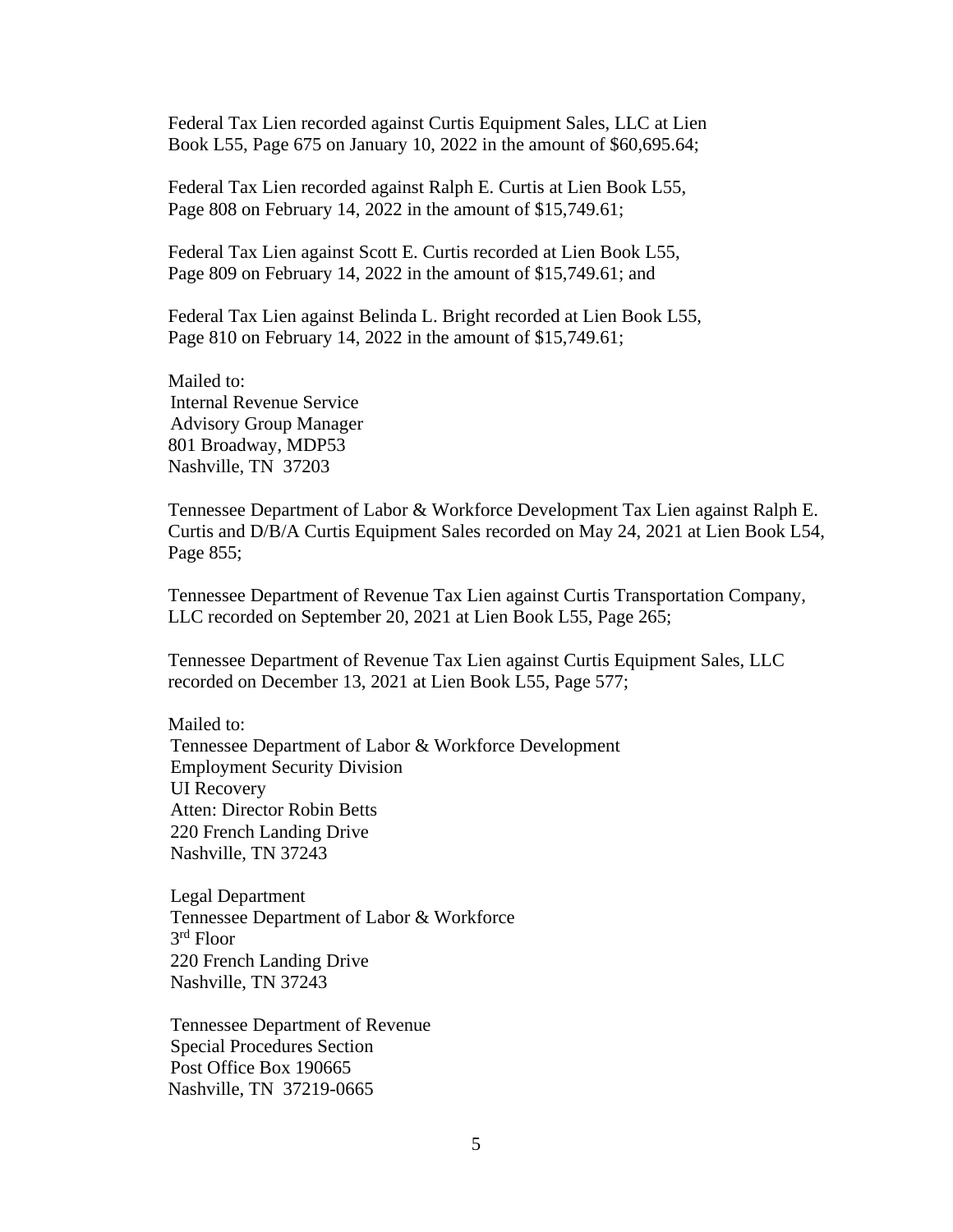Federal Tax Lien recorded against Curtis Equipment Sales, LLC at Lien Book L55, Page 675 on January 10, 2022 in the amount of $60,695.64;

Federal Tax Lien recorded against Ralph E. Curtis at Lien Book L55, Page 808 on February 14, 2022 in the amount of $15,749.61;

Federal Tax Lien against Scott E. Curtis recorded at Lien Book L55, Page 809 on February 14, 2022 in the amount of $15,749.61; and

Federal Tax Lien against Belinda L. Bright recorded at Lien Book L55, Page 810 on February 14, 2022 in the amount of $15,749.61;

Mailed to:
Internal Revenue Service
Advisory Group Manager
801 Broadway, MDP53
Nashville, TN 37203

Tennessee Department of Labor & Workforce Development Tax Lien against Ralph E. Curtis and D/B/A Curtis Equipment Sales recorded on May 24, 2021 at Lien Book L54, Page 855;

Tennessee Department of Revenue Tax Lien against Curtis Transportation Company, LLC recorded on September 20, 2021 at Lien Book L55, Page 265;

Tennessee Department of Revenue Tax Lien against Curtis Equipment Sales, LLC recorded on December 13, 2021 at Lien Book L55, Page 577;

Mailed to:
Tennessee Department of Labor & Workforce Development
Employment Security Division
UI Recovery
Atten: Director Robin Betts
220 French Landing Drive
Nashville, TN 37243

Legal Department
Tennessee Department of Labor & Workforce
3rd Floor
220 French Landing Drive
Nashville, TN 37243

Tennessee Department of Revenue
Special Procedures Section
Post Office Box 190665
Nashville, TN 37219-0665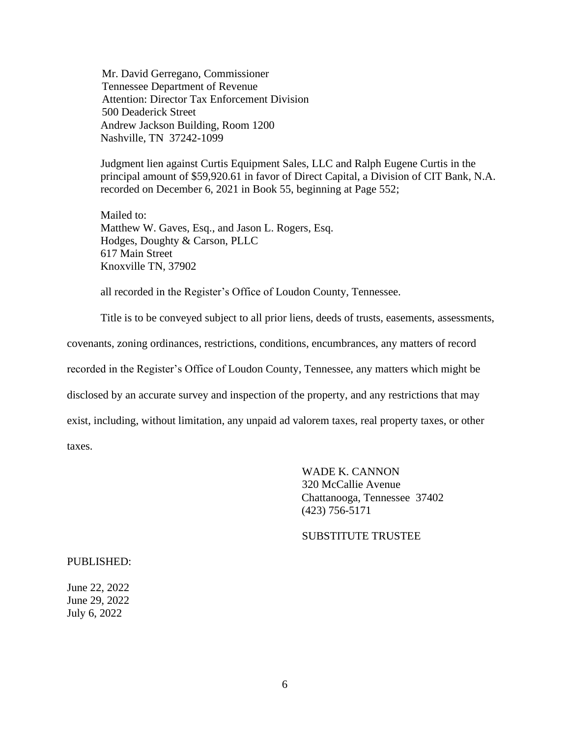Mr. David Gerregano, Commissioner
Tennessee Department of Revenue
Attention: Director Tax Enforcement Division
500 Deaderick Street
Andrew Jackson Building, Room 1200
Nashville, TN 37242-1099

Judgment lien against Curtis Equipment Sales, LLC and Ralph Eugene Curtis in the principal amount of $59,920.61 in favor of Direct Capital, a Division of CIT Bank, N.A. recorded on December 6, 2021 in Book 55, beginning at Page 552;

Mailed to:
Matthew W. Gaves, Esq., and Jason L. Rogers, Esq.
Hodges, Doughty & Carson, PLLC
617 Main Street
Knoxville TN, 37902

all recorded in the Register's Office of Loudon County, Tennessee.

Title is to be conveyed subject to all prior liens, deeds of trusts, easements, assessments, covenants, zoning ordinances, restrictions, conditions, encumbrances, any matters of record recorded in the Register's Office of Loudon County, Tennessee, any matters which might be disclosed by an accurate survey and inspection of the property, and any restrictions that may exist, including, without limitation, any unpaid ad valorem taxes, real property taxes, or other taxes.

WADE K. CANNON
320 McCallie Avenue
Chattanooga, Tennessee 37402
(423) 756-5171

SUBSTITUTE TRUSTEE

PUBLISHED:

June 22, 2022
June 29, 2022
July 6, 2022